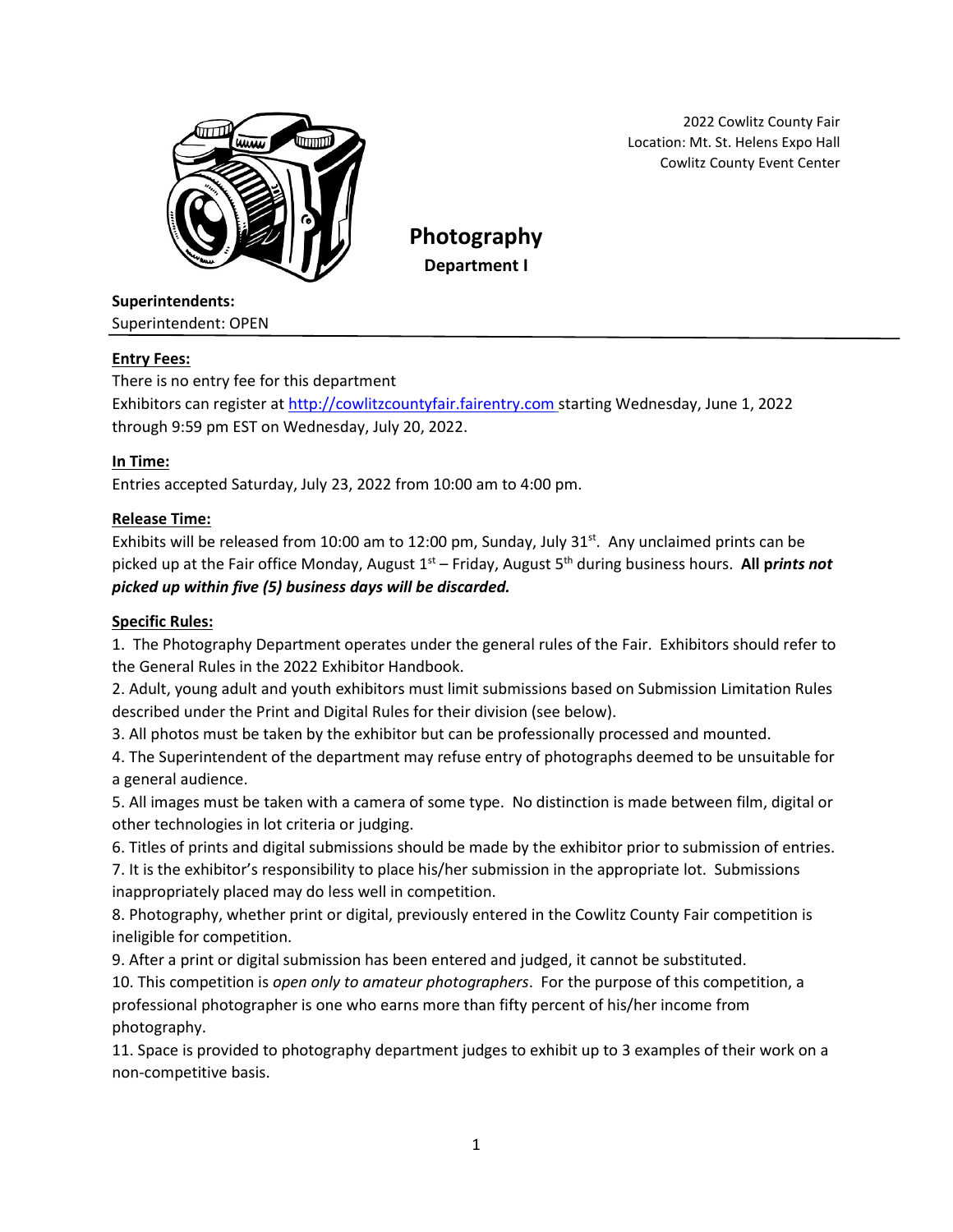2022 Cowlitz County Fair
Location: Mt. St. Helens Expo Hall
Cowlitz County Event Center

# Photography

## Department I

**Superintendents:**
Superintendent: OPEN

**Entry Fees:**

There is no entry fee for this department

Exhibitors can register at http://cowlitzcountyfair.fairentry.com starting Wednesday, June 1, 2022 through 9:59 pm EST on Wednesday, July 20, 2022.

**In Time:**

Entries accepted Saturday, July 23, 2022 from 10:00 am to 4:00 pm.

**Release Time:**

Exhibits will be released from 10:00 am to 12:00 pm, Sunday, July 31st. Any unclaimed prints can be picked up at the Fair office Monday, August 1st – Friday, August 5th during business hours. ***All prints not picked up within five (5) business days will be discarded.***

**Specific Rules:**

1. The Photography Department operates under the general rules of the Fair. Exhibitors should refer to the General Rules in the 2022 Exhibitor Handbook.
2. Adult, young adult and youth exhibitors must limit submissions based on Submission Limitation Rules described under the Print and Digital Rules for their division (see below).
3. All photos must be taken by the exhibitor but can be professionally processed and mounted.
4. The Superintendent of the department may refuse entry of photographs deemed to be unsuitable for a general audience.
5. All images must be taken with a camera of some type. No distinction is made between film, digital or other technologies in lot criteria or judging.
6. Titles of prints and digital submissions should be made by the exhibitor prior to submission of entries.
7. It is the exhibitor's responsibility to place his/her submission in the appropriate lot. Submissions inappropriately placed may do less well in competition.
8. Photography, whether print or digital, previously entered in the Cowlitz County Fair competition is ineligible for competition.
9. After a print or digital submission has been entered and judged, it cannot be substituted.
10. This competition is *open only to amateur photographers*. For the purpose of this competition, a professional photographer is one who earns more than fifty percent of his/her income from photography.
11. Space is provided to photography department judges to exhibit up to 3 examples of their work on a non-competitive basis.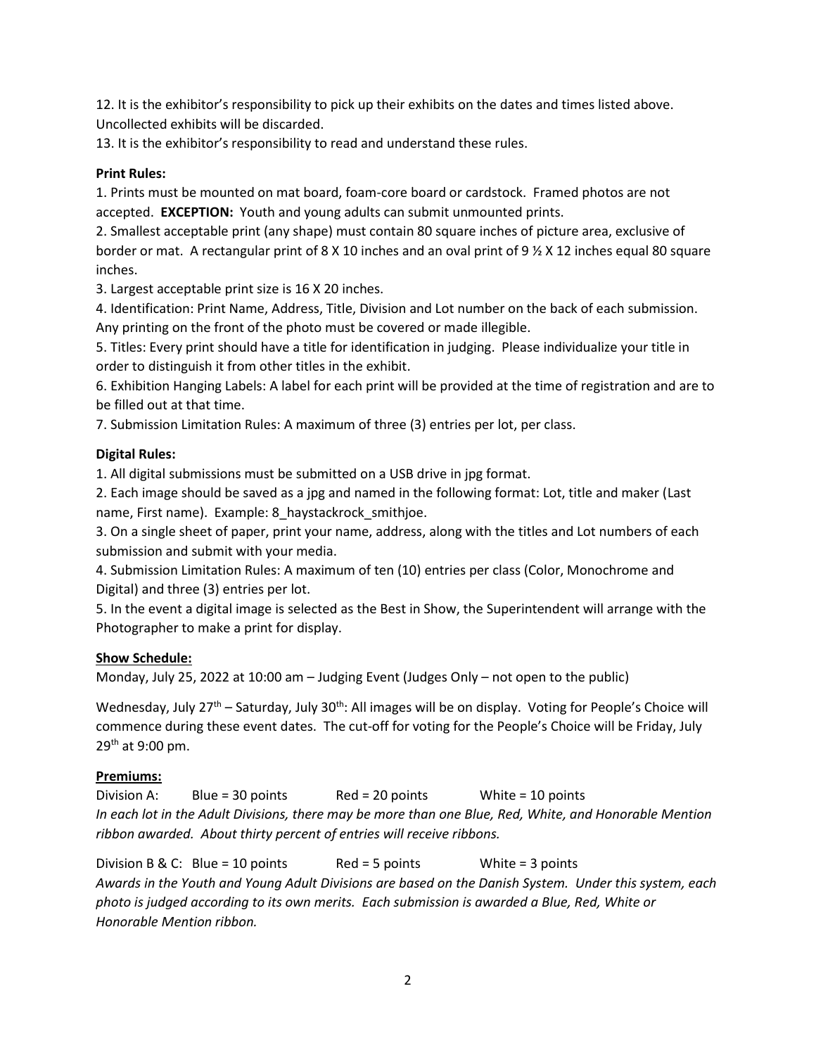12. It is the exhibitor's responsibility to pick up their exhibits on the dates and times listed above. Uncollected exhibits will be discarded.
13. It is the exhibitor's responsibility to read and understand these rules.

**Print Rules:**

1. Prints must be mounted on mat board, foam-core board or cardstock. Framed photos are not accepted. **EXCEPTION:** Youth and young adults can submit unmounted prints.
2. Smallest acceptable print (any shape) must contain 80 square inches of picture area, exclusive of border or mat. A rectangular print of 8 X 10 inches and an oval print of 9 ½ X 12 inches equal 80 square inches.
3. Largest acceptable print size is 16 X 20 inches.
4. Identification: Print Name, Address, Title, Division and Lot number on the back of each submission. Any printing on the front of the photo must be covered or made illegible.
5. Titles: Every print should have a title for identification in judging. Please individualize your title in order to distinguish it from other titles in the exhibit.
6. Exhibition Hanging Labels: A label for each print will be provided at the time of registration and are to be filled out at that time.
7. Submission Limitation Rules: A maximum of three (3) entries per lot, per class.

**Digital Rules:**

1. All digital submissions must be submitted on a USB drive in jpg format.
2. Each image should be saved as a jpg and named in the following format: Lot, title and maker (Last name, First name). Example: 8_haystackrock_smithjoe.
3. On a single sheet of paper, print your name, address, along with the titles and Lot numbers of each submission and submit with your media.
4. Submission Limitation Rules: A maximum of ten (10) entries per class (Color, Monochrome and Digital) and three (3) entries per lot.
5. In the event a digital image is selected as the Best in Show, the Superintendent will arrange with the Photographer to make a print for display.

**Show Schedule:**

Monday, July 25, 2022 at 10:00 am – Judging Event (Judges Only – not open to the public)

Wednesday, July 27th – Saturday, July 30th: All images will be on display. Voting for People's Choice will commence during these event dates. The cut-off for voting for the People's Choice will be Friday, July 29th at 9:00 pm.

**Premiums:**

Division A: Blue = 30 points Red = 20 points White = 10 points

*In each lot in the Adult Divisions, there may be more than one Blue, Red, White, and Honorable Mention ribbon awarded. About thirty percent of entries will receive ribbons.*

Division B & C: Blue = 10 points Red = 5 points White = 3 points

*Awards in the Youth and Young Adult Divisions are based on the Danish System. Under this system, each photo is judged according to its own merits. Each submission is awarded a Blue, Red, White or Honorable Mention ribbon.*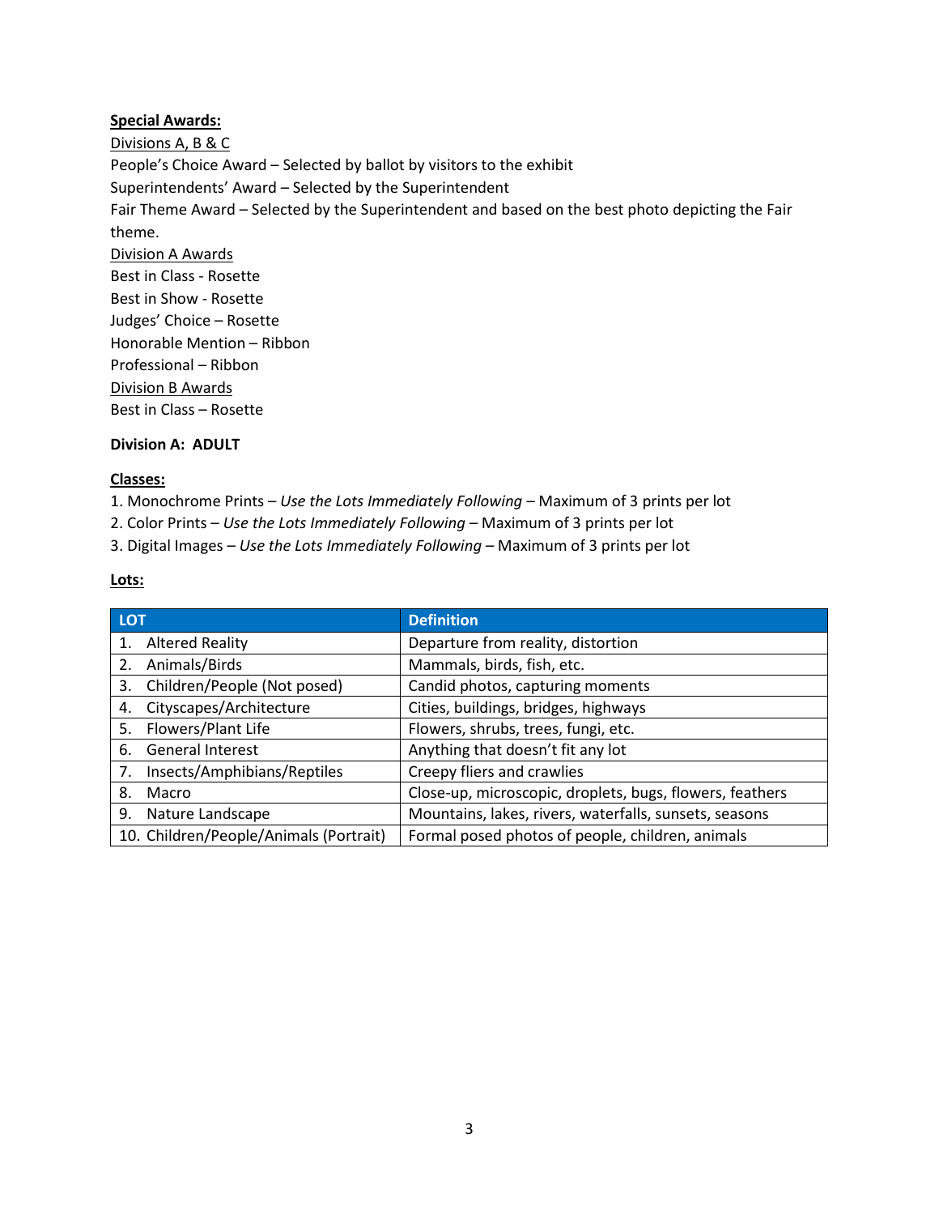**Special Awards:**

Divisions A, B & C

People's Choice Award – Selected by ballot by visitors to the exhibit

Superintendents' Award – Selected by the Superintendent

Fair Theme Award – Selected by the Superintendent and based on the best photo depicting the Fair theme.

Division A Awards

Best in Class - Rosette

Best in Show - Rosette

Judges' Choice – Rosette

Honorable Mention – Ribbon

Professional – Ribbon

Division B Awards

Best in Class – Rosette

**Division A: ADULT**

**Classes:**

1. Monochrome Prints – *Use the Lots Immediately Following* – Maximum of 3 prints per lot
2. Color Prints – *Use the Lots Immediately Following* – Maximum of 3 prints per lot
3. Digital Images – *Use the Lots Immediately Following* – Maximum of 3 prints per lot

**Lots:**

| LOT | Definition |
|---|---|
| 1. Altered Reality | Departure from reality, distortion |
| 2. Animals/Birds | Mammals, birds, fish, etc. |
| 3. Children/People (Not posed) | Candid photos, capturing moments |
| 4. Cityscapes/Architecture | Cities, buildings, bridges, highways |
| 5. Flowers/Plant Life | Flowers, shrubs, trees, fungi, etc. |
| 6. General Interest | Anything that doesn't fit any lot |
| 7. Insects/Amphibians/Reptiles | Creepy fliers and crawlies |
| 8. Macro | Close-up, microscopic, droplets, bugs, flowers, feathers |
| 9. Nature Landscape | Mountains, lakes, rivers, waterfalls, sunsets, seasons |
| 10. Children/People/Animals (Portrait) | Formal posed photos of people, children, animals |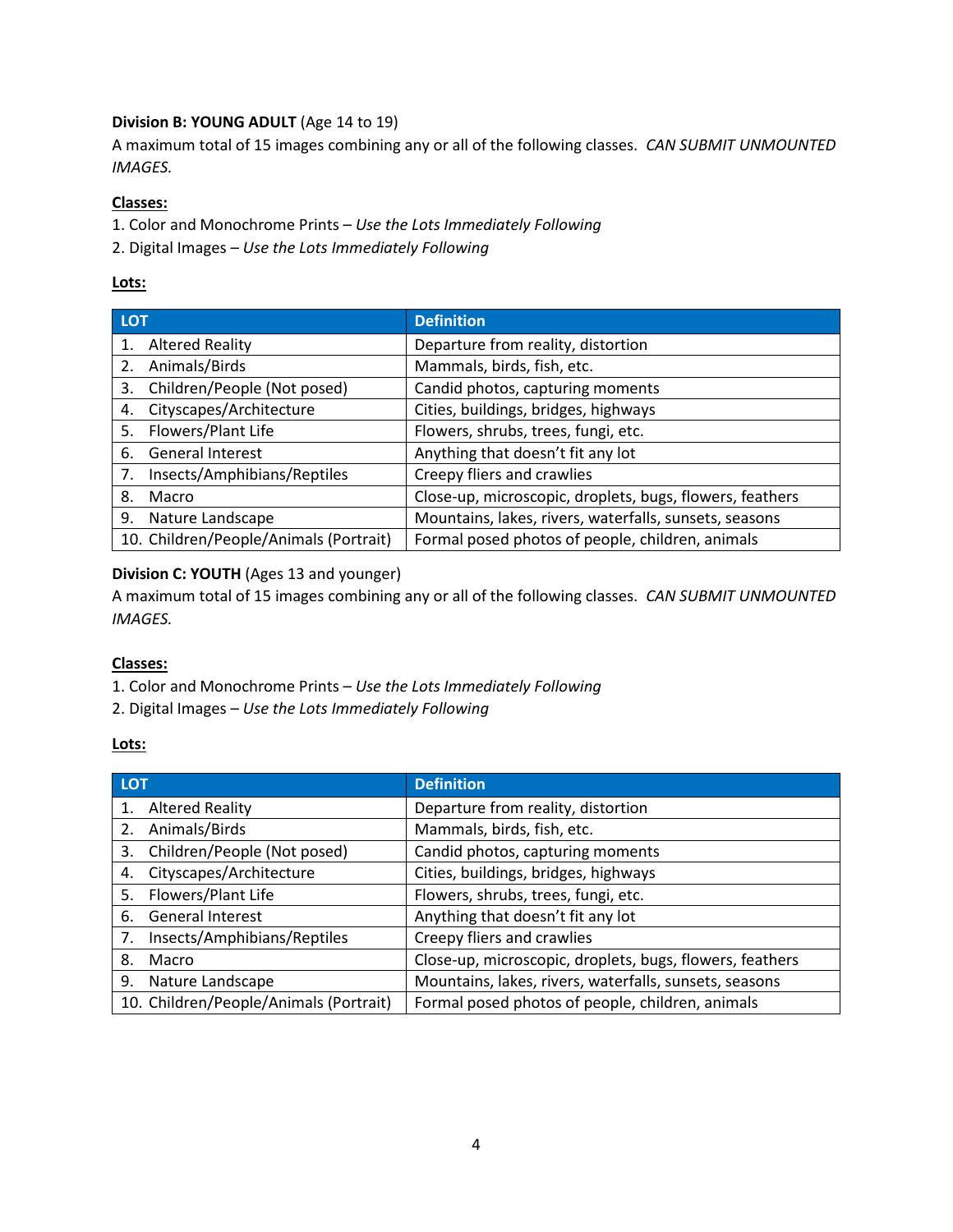**Division B: YOUNG ADULT** (Age 14 to 19)

A maximum total of 15 images combining any or all of the following classes. *CAN SUBMIT UNMOUNTED IMAGES.*

**Classes:**

1. Color and Monochrome Prints – *Use the Lots Immediately Following*
2. Digital Images – *Use the Lots Immediately Following*

**Lots:**

| LOT | Definition |
|---|---|
| 1. Altered Reality | Departure from reality, distortion |
| 2. Animals/Birds | Mammals, birds, fish, etc. |
| 3. Children/People (Not posed) | Candid photos, capturing moments |
| 4. Cityscapes/Architecture | Cities, buildings, bridges, highways |
| 5. Flowers/Plant Life | Flowers, shrubs, trees, fungi, etc. |
| 6. General Interest | Anything that doesn't fit any lot |
| 7. Insects/Amphibians/Reptiles | Creepy fliers and crawlies |
| 8. Macro | Close-up, microscopic, droplets, bugs, flowers, feathers |
| 9. Nature Landscape | Mountains, lakes, rivers, waterfalls, sunsets, seasons |
| 10. Children/People/Animals (Portrait) | Formal posed photos of people, children, animals |

**Division C: YOUTH** (Ages 13 and younger)

A maximum total of 15 images combining any or all of the following classes. *CAN SUBMIT UNMOUNTED IMAGES.*

**Classes:**

1. Color and Monochrome Prints – *Use the Lots Immediately Following*
2. Digital Images – *Use the Lots Immediately Following*

**Lots:**

| LOT | Definition |
|---|---|
| 1. Altered Reality | Departure from reality, distortion |
| 2. Animals/Birds | Mammals, birds, fish, etc. |
| 3. Children/People (Not posed) | Candid photos, capturing moments |
| 4. Cityscapes/Architecture | Cities, buildings, bridges, highways |
| 5. Flowers/Plant Life | Flowers, shrubs, trees, fungi, etc. |
| 6. General Interest | Anything that doesn't fit any lot |
| 7. Insects/Amphibians/Reptiles | Creepy fliers and crawlies |
| 8. Macro | Close-up, microscopic, droplets, bugs, flowers, feathers |
| 9. Nature Landscape | Mountains, lakes, rivers, waterfalls, sunsets, seasons |
| 10. Children/People/Animals (Portrait) | Formal posed photos of people, children, animals |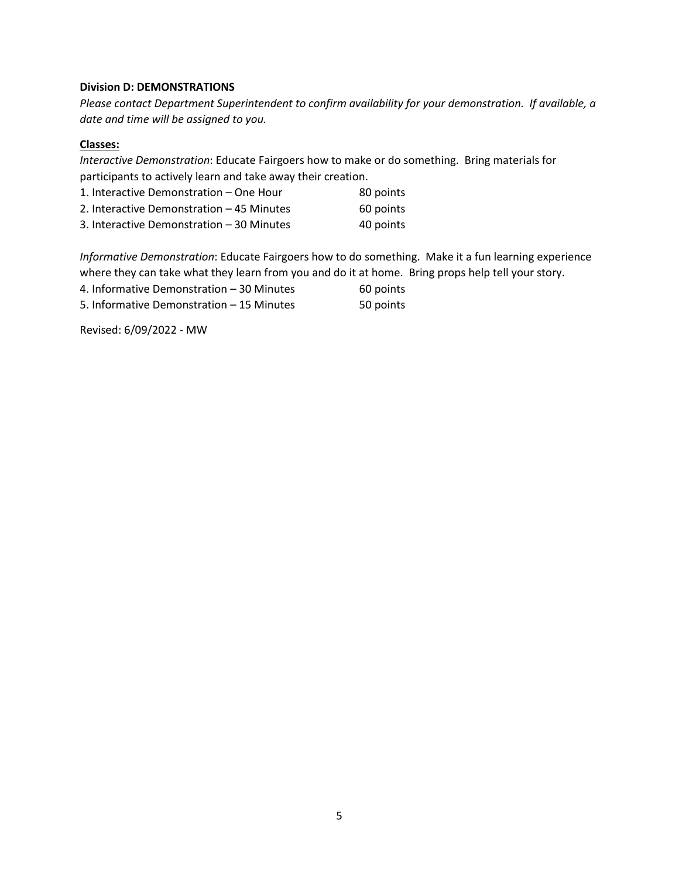**Division D: DEMONSTRATIONS**

*Please contact Department Superintendent to confirm availability for your demonstration. If available, a date and time will be assigned to you.*

**Classes:**

*Interactive Demonstration*: Educate Fairgoers how to make or do something. Bring materials for participants to actively learn and take away their creation.

| | |
|---|---|
| 1. Interactive Demonstration – One Hour | 80 points |
| 2. Interactive Demonstration – 45 Minutes | 60 points |
| 3. Interactive Demonstration – 30 Minutes | 40 points |

*Informative Demonstration*: Educate Fairgoers how to do something. Make it a fun learning experience where they can take what they learn from you and do it at home. Bring props help tell your story.

| | |
|---|---|
| 4. Informative Demonstration – 30 Minutes | 60 points |
| 5. Informative Demonstration – 15 Minutes | 50 points |

Revised: 6/09/2022 - MW